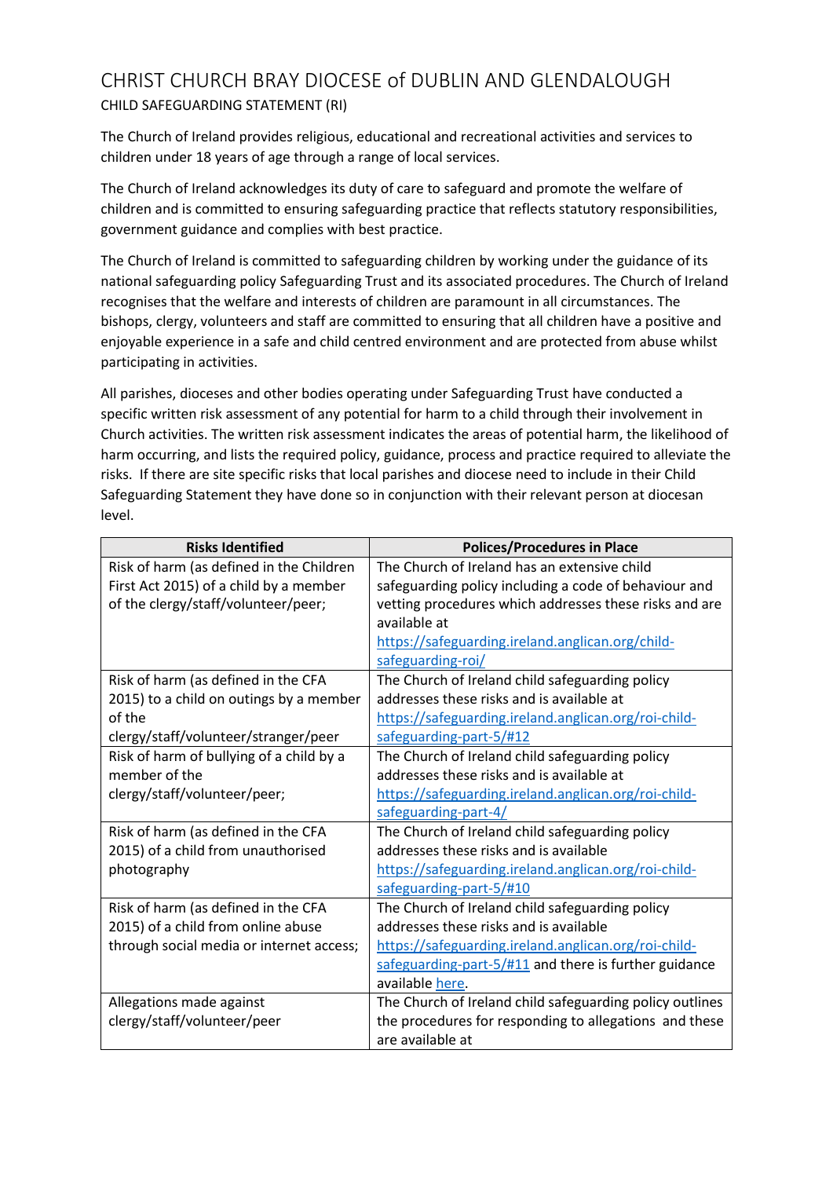# CHRIST CHURCH BRAY DIOCESE of DUBLIN AND GLENDALOUGH

## CHILD SAFEGUARDING STATEMENT (RI)

The Church of Ireland provides religious, educational and recreational activities and services to children under 18 years of age through a range of local services.

The Church of Ireland acknowledges its duty of care to safeguard and promote the welfare of children and is committed to ensuring safeguarding practice that reflects statutory responsibilities, government guidance and complies with best practice.

The Church of Ireland is committed to safeguarding children by working under the guidance of its national safeguarding policy Safeguarding Trust and its associated procedures. The Church of Ireland recognises that the welfare and interests of children are paramount in all circumstances. The bishops, clergy, volunteers and staff are committed to ensuring that all children have a positive and enjoyable experience in a safe and child centred environment and are protected from abuse whilst participating in activities.

All parishes, dioceses and other bodies operating under Safeguarding Trust have conducted a specific written risk assessment of any potential for harm to a child through their involvement in Church activities. The written risk assessment indicates the areas of potential harm, the likelihood of harm occurring, and lists the required policy, guidance, process and practice required to alleviate the risks. If there are site specific risks that local parishes and diocese need to include in their Child Safeguarding Statement they have done so in conjunction with their relevant person at diocesan level.

| Risks Identified | Polices/Procedures in Place |
|---|---|
| Risk of harm (as defined in the Children First Act 2015) of a child by a member of the clergy/staff/volunteer/peer; | The Church of Ireland has an extensive child safeguarding policy including a code of behaviour and vetting procedures which addresses these risks and are available at https://safeguarding.ireland.anglican.org/child-safeguarding-roi/ |
| Risk of harm (as defined in the CFA 2015) to a child on outings by a member of the clergy/staff/volunteer/stranger/peer | The Church of Ireland child safeguarding policy addresses these risks and is available at https://safeguarding.ireland.anglican.org/roi-child-safeguarding-part-5/#12 |
| Risk of harm of bullying of a child by a member of the clergy/staff/volunteer/peer; | The Church of Ireland child safeguarding policy addresses these risks and is available at https://safeguarding.ireland.anglican.org/roi-child-safeguarding-part-4/ |
| Risk of harm (as defined in the CFA 2015) of a child from unauthorised photography | The Church of Ireland child safeguarding policy addresses these risks and is available https://safeguarding.ireland.anglican.org/roi-child-safeguarding-part-5/#10 |
| Risk of harm (as defined in the CFA 2015) of a child from online abuse through social media or internet access; | The Church of Ireland child safeguarding policy addresses these risks and is available https://safeguarding.ireland.anglican.org/roi-child-safeguarding-part-5/#11 and there is further guidance available here. |
| Allegations made against clergy/staff/volunteer/peer | The Church of Ireland child safeguarding policy outlines the procedures for responding to allegations and these are available at |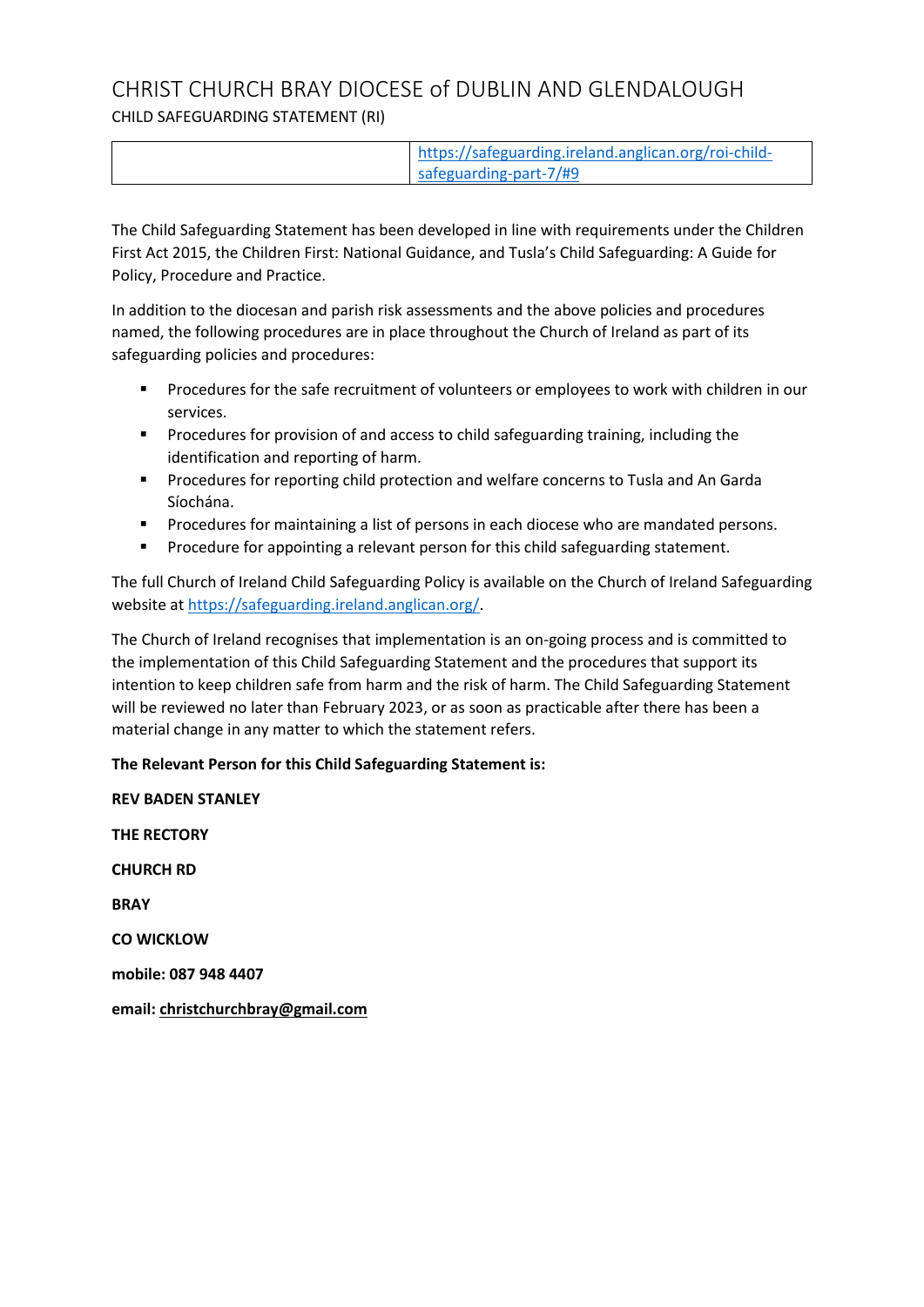# CHRIST CHURCH BRAY DIOCESE of DUBLIN AND GLENDALOUGH

CHILD SAFEGUARDING STATEMENT (RI)

| | |
|---|---|
| | https://safeguarding.ireland.anglican.org/roi-child-safeguarding-part-7/#9 |

The Child Safeguarding Statement has been developed in line with requirements under the Children First Act 2015, the Children First: National Guidance, and Tusla's Child Safeguarding: A Guide for Policy, Procedure and Practice.

In addition to the diocesan and parish risk assessments and the above policies and procedures named, the following procedures are in place throughout the Church of Ireland as part of its safeguarding policies and procedures:

- Procedures for the safe recruitment of volunteers or employees to work with children in our services.
- Procedures for provision of and access to child safeguarding training, including the identification and reporting of harm.
- Procedures for reporting child protection and welfare concerns to Tusla and An Garda Síochána.
- Procedures for maintaining a list of persons in each diocese who are mandated persons.
- Procedure for appointing a relevant person for this child safeguarding statement.

The full Church of Ireland Child Safeguarding Policy is available on the Church of Ireland Safeguarding website at https://safeguarding.ireland.anglican.org/.

The Church of Ireland recognises that implementation is an on-going process and is committed to the implementation of this Child Safeguarding Statement and the procedures that support its intention to keep children safe from harm and the risk of harm. The Child Safeguarding Statement will be reviewed no later than February 2023, or as soon as practicable after there has been a material change in any matter to which the statement refers.

**The Relevant Person for this Child Safeguarding Statement is:**

**REV BADEN STANLEY**

**THE RECTORY**

**CHURCH RD**

**BRAY**

**CO WICKLOW**

**mobile: 087 948 4407**

**email: christchurchbray@gmail.com**